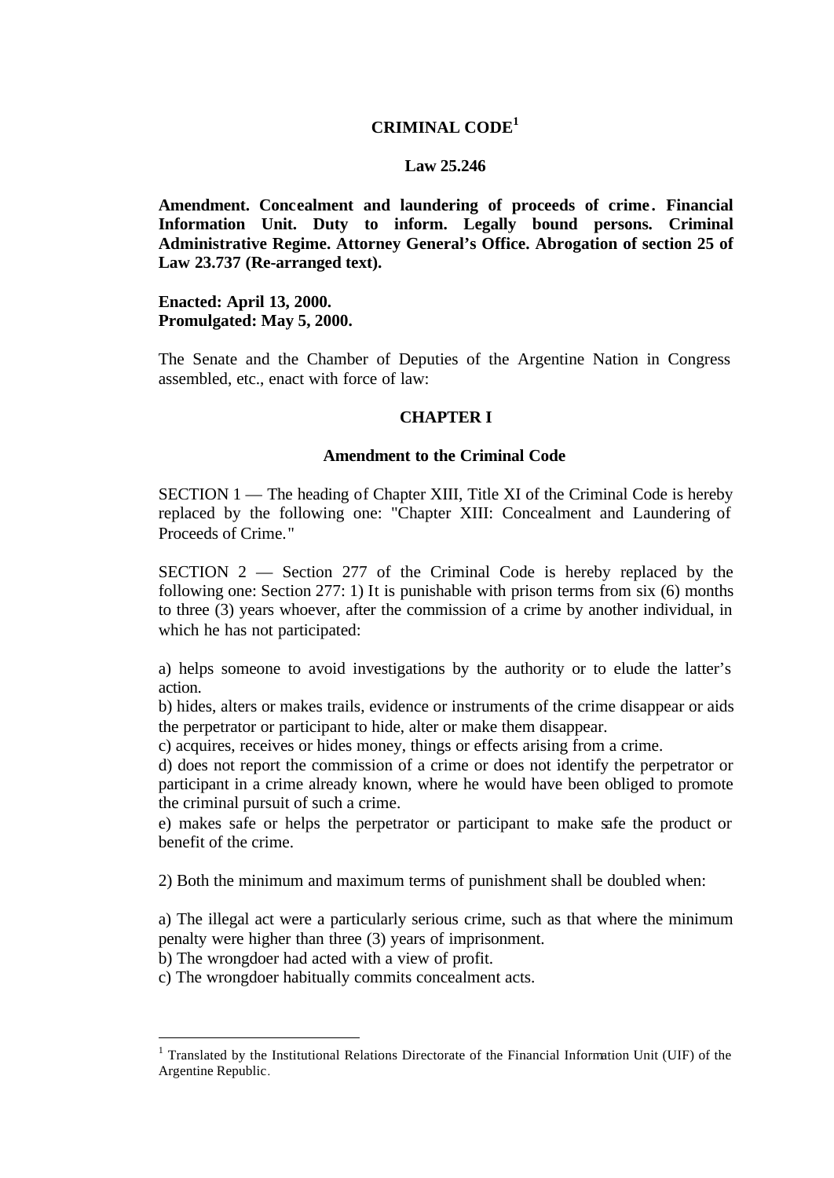# CRIMINAL CODE[1]

**Law 25.246**

**Amendment. Concealment and laundering of proceeds of crime. Financial Information Unit. Duty to inform. Legally bound persons. Criminal Administrative Regime. Attorney General's Office. Abrogation of section 25 of Law 23.737 (Re-arranged text).**

**Enacted: April 13, 2000.**
**Promulgated: May 5, 2000.**

The Senate and the Chamber of Deputies of the Argentine Nation in Congress assembled, etc., enact with force of law:

## CHAPTER I

### Amendment to the Criminal Code

SECTION 1 — The heading of Chapter XIII, Title XI of the Criminal Code is hereby replaced by the following one: "Chapter XIII: Concealment and Laundering of Proceeds of Crime."

SECTION 2 — Section 277 of the Criminal Code is hereby replaced by the following one: Section 277: 1) It is punishable with prison terms from six (6) months to three (3) years whoever, after the commission of a crime by another individual, in which he has not participated:

a) helps someone to avoid investigations by the authority or to elude the latter's action.
b) hides, alters or makes trails, evidence or instruments of the crime disappear or aids the perpetrator or participant to hide, alter or make them disappear.
c) acquires, receives or hides money, things or effects arising from a crime.
d) does not report the commission of a crime or does not identify the perpetrator or participant in a crime already known, where he would have been obliged to promote the criminal pursuit of such a crime.
e) makes safe or helps the perpetrator or participant to make safe the product or benefit of the crime.

2) Both the minimum and maximum terms of punishment shall be doubled when:

a) The illegal act were a particularly serious crime, such as that where the minimum penalty were higher than three (3) years of imprisonment.
b) The wrongdoer had acted with a view of profit.
c) The wrongdoer habitually commits concealment acts.

[1] Translated by the Institutional Relations Directorate of the Financial Information Unit (UIF) of the Argentine Republic.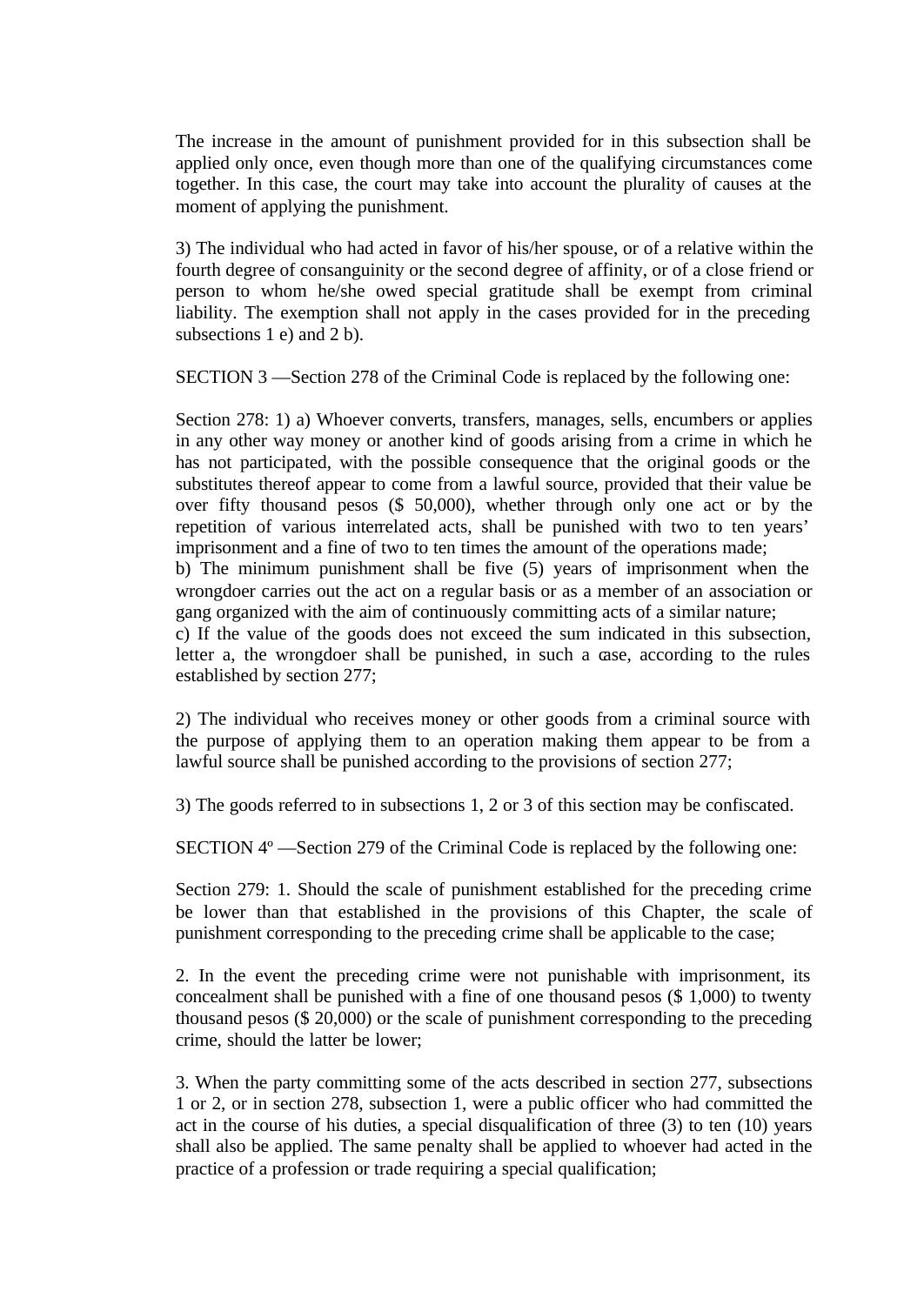The increase in the amount of punishment provided for in this subsection shall be applied only once, even though more than one of the qualifying circumstances come together. In this case, the court may take into account the plurality of causes at the moment of applying the punishment.

3) The individual who had acted in favor of his/her spouse, or of a relative within the fourth degree of consanguinity or the second degree of affinity, or of a close friend or person to whom he/she owed special gratitude shall be exempt from criminal liability. The exemption shall not apply in the cases provided for in the preceding subsections 1 e) and 2 b).

SECTION 3 —Section 278 of the Criminal Code is replaced by the following one:

Section 278: 1) a) Whoever converts, transfers, manages, sells, encumbers or applies in any other way money or another kind of goods arising from a crime in which he has not participated, with the possible consequence that the original goods or the substitutes thereof appear to come from a lawful source, provided that their value be over fifty thousand pesos ($ 50,000), whether through only one act or by the repetition of various interrelated acts, shall be punished with two to ten years' imprisonment and a fine of two to ten times the amount of the operations made;
b) The minimum punishment shall be five (5) years of imprisonment when the wrongdoer carries out the act on a regular basis or as a member of an association or gang organized with the aim of continuously committing acts of a similar nature;
c) If the value of the goods does not exceed the sum indicated in this subsection, letter a, the wrongdoer shall be punished, in such a case, according to the rules established by section 277;

2) The individual who receives money or other goods from a criminal source with the purpose of applying them to an operation making them appear to be from a lawful source shall be punished according to the provisions of section 277;

3) The goods referred to in subsections 1, 2 or 3 of this section may be confiscated.

SECTION 4º —Section 279 of the Criminal Code is replaced by the following one:

Section 279: 1. Should the scale of punishment established for the preceding crime be lower than that established in the provisions of this Chapter, the scale of punishment corresponding to the preceding crime shall be applicable to the case;

2. In the event the preceding crime were not punishable with imprisonment, its concealment shall be punished with a fine of one thousand pesos ($ 1,000) to twenty thousand pesos ($ 20,000) or the scale of punishment corresponding to the preceding crime, should the latter be lower;

3. When the party committing some of the acts described in section 277, subsections 1 or 2, or in section 278, subsection 1, were a public officer who had committed the act in the course of his duties, a special disqualification of three (3) to ten (10) years shall also be applied. The same penalty shall be applied to whoever had acted in the practice of a profession or trade requiring a special qualification;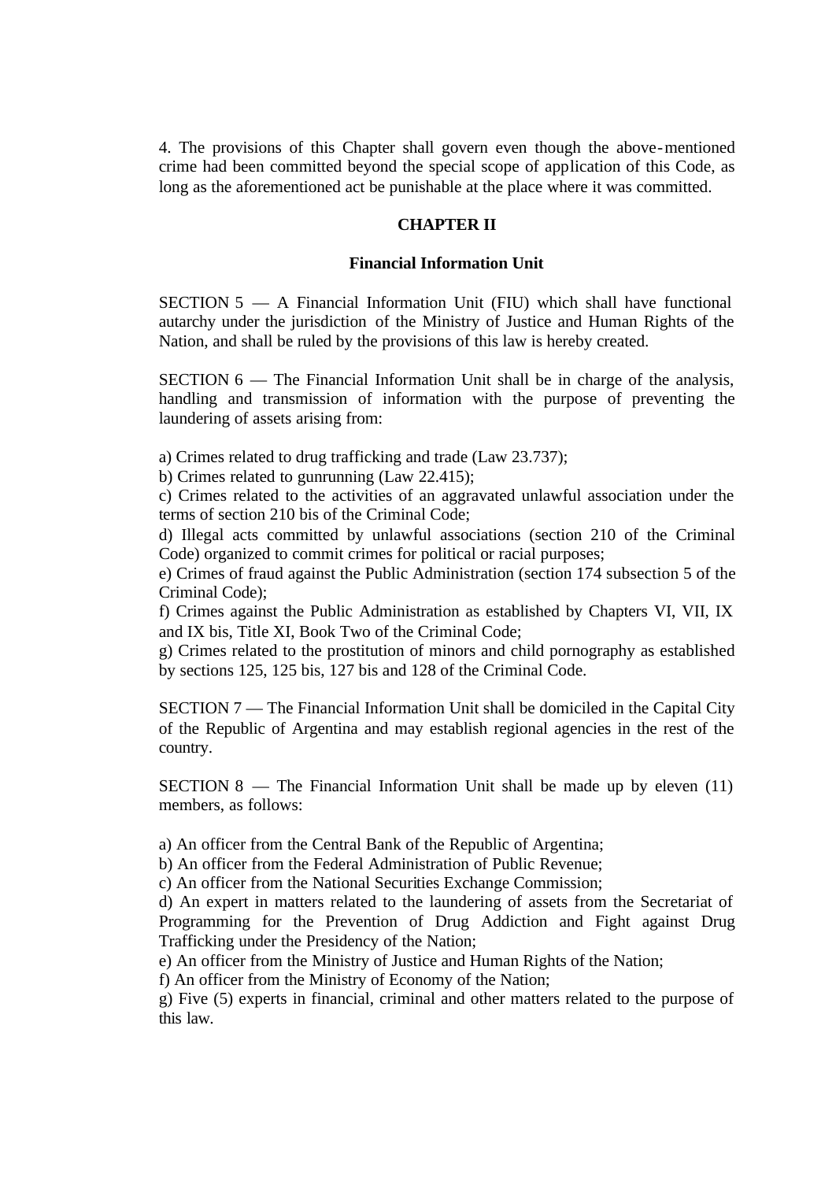4. The provisions of this Chapter shall govern even though the above-mentioned crime had been committed beyond the special scope of application of this Code, as long as the aforementioned act be punishable at the place where it was committed.

## CHAPTER II

### Financial Information Unit

SECTION 5 — A Financial Information Unit (FIU) which shall have functional autarchy under the jurisdiction of the Ministry of Justice and Human Rights of the Nation, and shall be ruled by the provisions of this law is hereby created.

SECTION 6 — The Financial Information Unit shall be in charge of the analysis, handling and transmission of information with the purpose of preventing the laundering of assets arising from:

a) Crimes related to drug trafficking and trade (Law 23.737);
b) Crimes related to gunrunning (Law 22.415);
c) Crimes related to the activities of an aggravated unlawful association under the terms of section 210 bis of the Criminal Code;
d) Illegal acts committed by unlawful associations (section 210 of the Criminal Code) organized to commit crimes for political or racial purposes;
e) Crimes of fraud against the Public Administration (section 174 subsection 5 of the Criminal Code);
f) Crimes against the Public Administration as established by Chapters VI, VII, IX and IX bis, Title XI, Book Two of the Criminal Code;
g) Crimes related to the prostitution of minors and child pornography as established by sections 125, 125 bis, 127 bis and 128 of the Criminal Code.

SECTION 7 — The Financial Information Unit shall be domiciled in the Capital City of the Republic of Argentina and may establish regional agencies in the rest of the country.

SECTION 8 — The Financial Information Unit shall be made up by eleven (11) members, as follows:

a) An officer from the Central Bank of the Republic of Argentina;
b) An officer from the Federal Administration of Public Revenue;
c) An officer from the National Securities Exchange Commission;
d) An expert in matters related to the laundering of assets from the Secretariat of Programming for the Prevention of Drug Addiction and Fight against Drug Trafficking under the Presidency of the Nation;
e) An officer from the Ministry of Justice and Human Rights of the Nation;
f) An officer from the Ministry of Economy of the Nation;
g) Five (5) experts in financial, criminal and other matters related to the purpose of this law.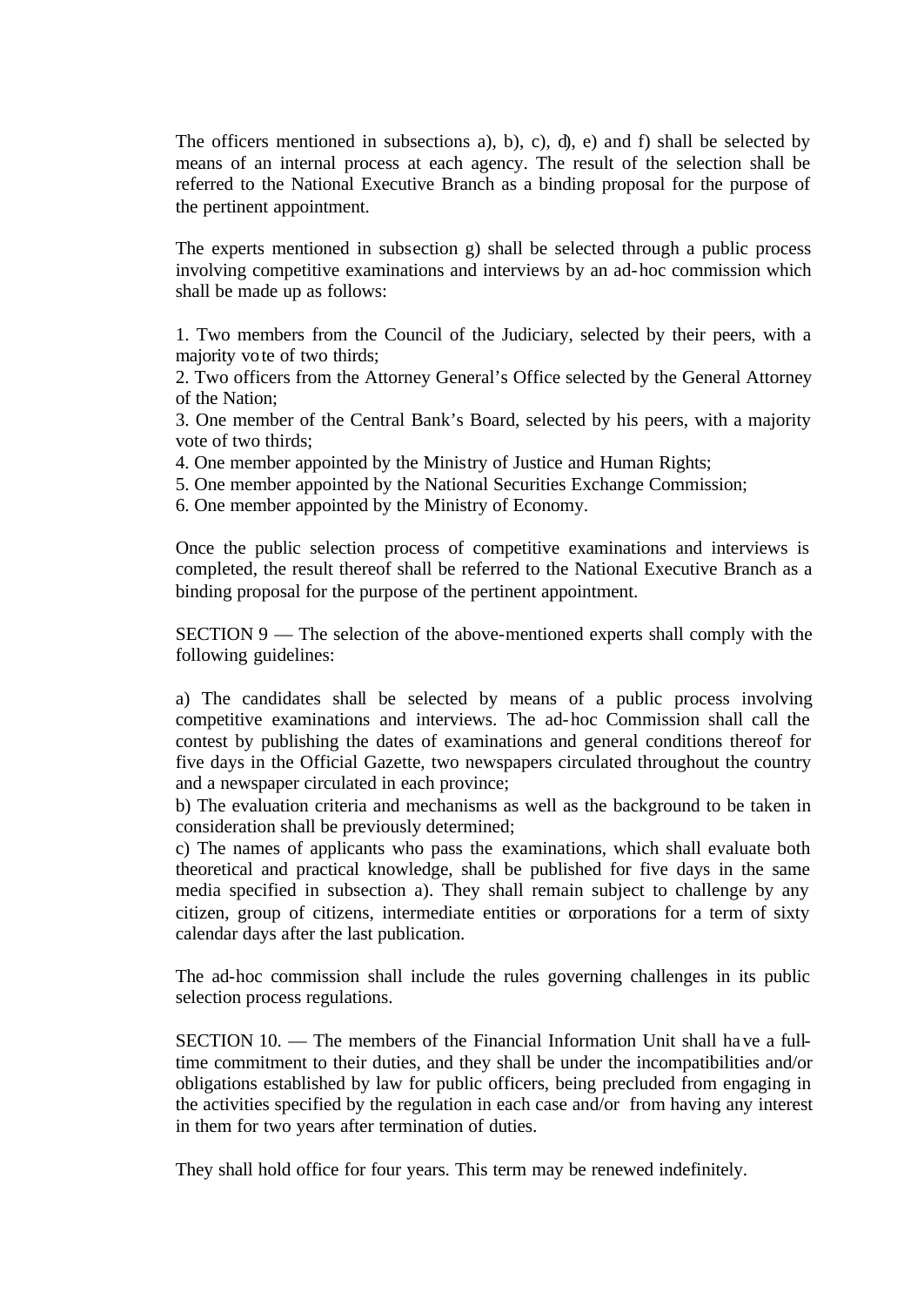The officers mentioned in subsections a), b), c), d), e) and f) shall be selected by means of an internal process at each agency. The result of the selection shall be referred to the National Executive Branch as a binding proposal for the purpose of the pertinent appointment.

The experts mentioned in subsection g) shall be selected through a public process involving competitive examinations and interviews by an ad-hoc commission which shall be made up as follows:

1. Two members from the Council of the Judiciary, selected by their peers, with a majority vote of two thirds;
2. Two officers from the Attorney General's Office selected by the General Attorney of the Nation;
3. One member of the Central Bank's Board, selected by his peers, with a majority vote of two thirds;
4. One member appointed by the Ministry of Justice and Human Rights;
5. One member appointed by the National Securities Exchange Commission;
6. One member appointed by the Ministry of Economy.

Once the public selection process of competitive examinations and interviews is completed, the result thereof shall be referred to the National Executive Branch as a binding proposal for the purpose of the pertinent appointment.

SECTION 9 — The selection of the above-mentioned experts shall comply with the following guidelines:

a) The candidates shall be selected by means of a public process involving competitive examinations and interviews. The ad-hoc Commission shall call the contest by publishing the dates of examinations and general conditions thereof for five days in the Official Gazette, two newspapers circulated throughout the country and a newspaper circulated in each province;
b) The evaluation criteria and mechanisms as well as the background to be taken in consideration shall be previously determined;
c) The names of applicants who pass the examinations, which shall evaluate both theoretical and practical knowledge, shall be published for five days in the same media specified in subsection a). They shall remain subject to challenge by any citizen, group of citizens, intermediate entities or corporations for a term of sixty calendar days after the last publication.

The ad-hoc commission shall include the rules governing challenges in its public selection process regulations.

SECTION 10. — The members of the Financial Information Unit shall have a full-time commitment to their duties, and they shall be under the incompatibilities and/or obligations established by law for public officers, being precluded from engaging in the activities specified by the regulation in each case and/or from having any interest in them for two years after termination of duties.

They shall hold office for four years. This term may be renewed indefinitely.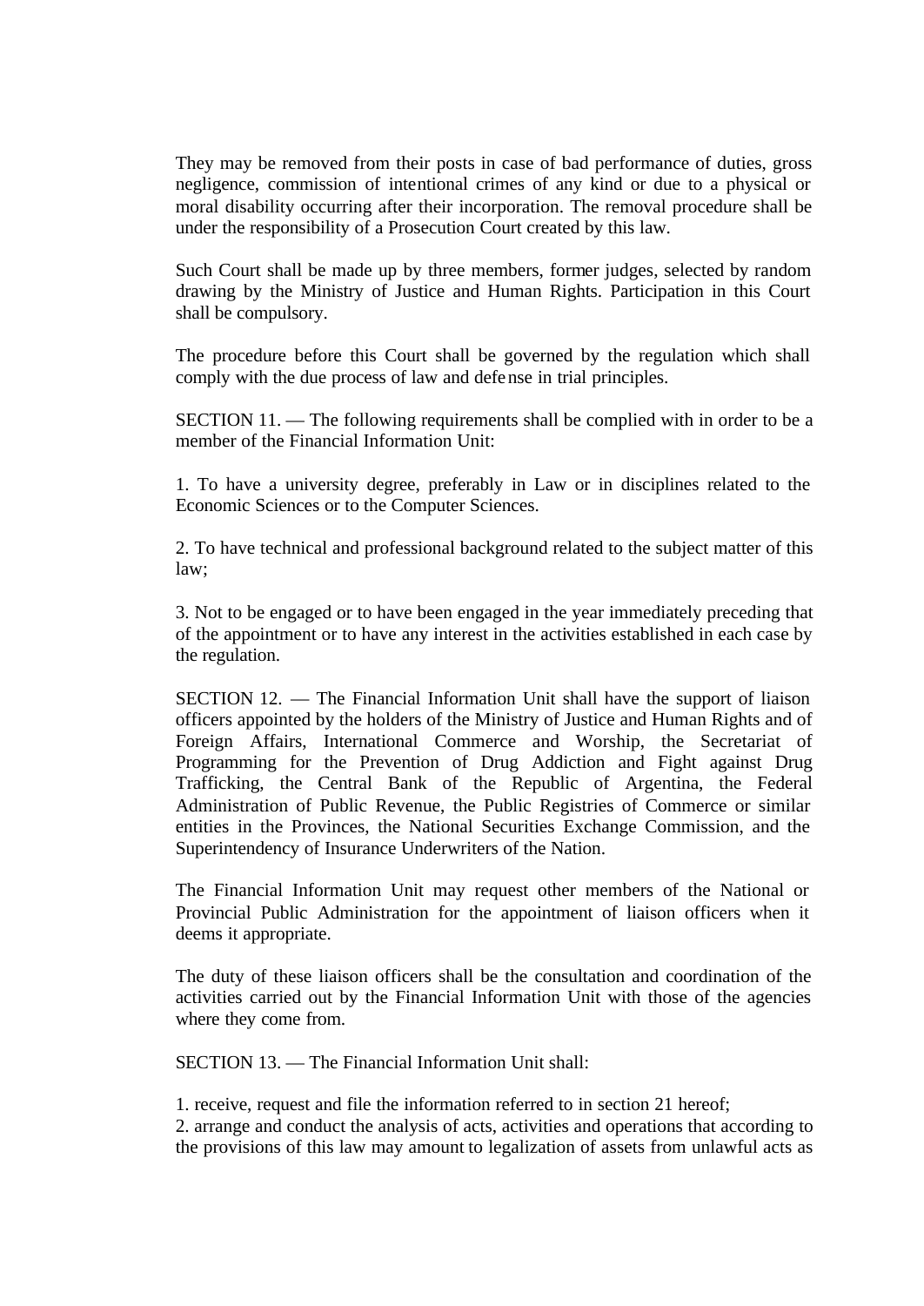They may be removed from their posts in case of bad performance of duties, gross negligence, commission of intentional crimes of any kind or due to a physical or moral disability occurring after their incorporation. The removal procedure shall be under the responsibility of a Prosecution Court created by this law.

Such Court shall be made up by three members, former judges, selected by random drawing by the Ministry of Justice and Human Rights. Participation in this Court shall be compulsory.

The procedure before this Court shall be governed by the regulation which shall comply with the due process of law and defense in trial principles.

SECTION 11. — The following requirements shall be complied with in order to be a member of the Financial Information Unit:

1. To have a university degree, preferably in Law or in disciplines related to the Economic Sciences or to the Computer Sciences.

2. To have technical and professional background related to the subject matter of this law;

3. Not to be engaged or to have been engaged in the year immediately preceding that of the appointment or to have any interest in the activities established in each case by the regulation.

SECTION 12. — The Financial Information Unit shall have the support of liaison officers appointed by the holders of the Ministry of Justice and Human Rights and of Foreign Affairs, International Commerce and Worship, the Secretariat of Programming for the Prevention of Drug Addiction and Fight against Drug Trafficking, the Central Bank of the Republic of Argentina, the Federal Administration of Public Revenue, the Public Registries of Commerce or similar entities in the Provinces, the National Securities Exchange Commission, and the Superintendency of Insurance Underwriters of the Nation.

The Financial Information Unit may request other members of the National or Provincial Public Administration for the appointment of liaison officers when it deems it appropriate.

The duty of these liaison officers shall be the consultation and coordination of the activities carried out by the Financial Information Unit with those of the agencies where they come from.

SECTION 13. — The Financial Information Unit shall:

1. receive, request and file the information referred to in section 21 hereof;
2. arrange and conduct the analysis of acts, activities and operations that according to the provisions of this law may amount to legalization of assets from unlawful acts as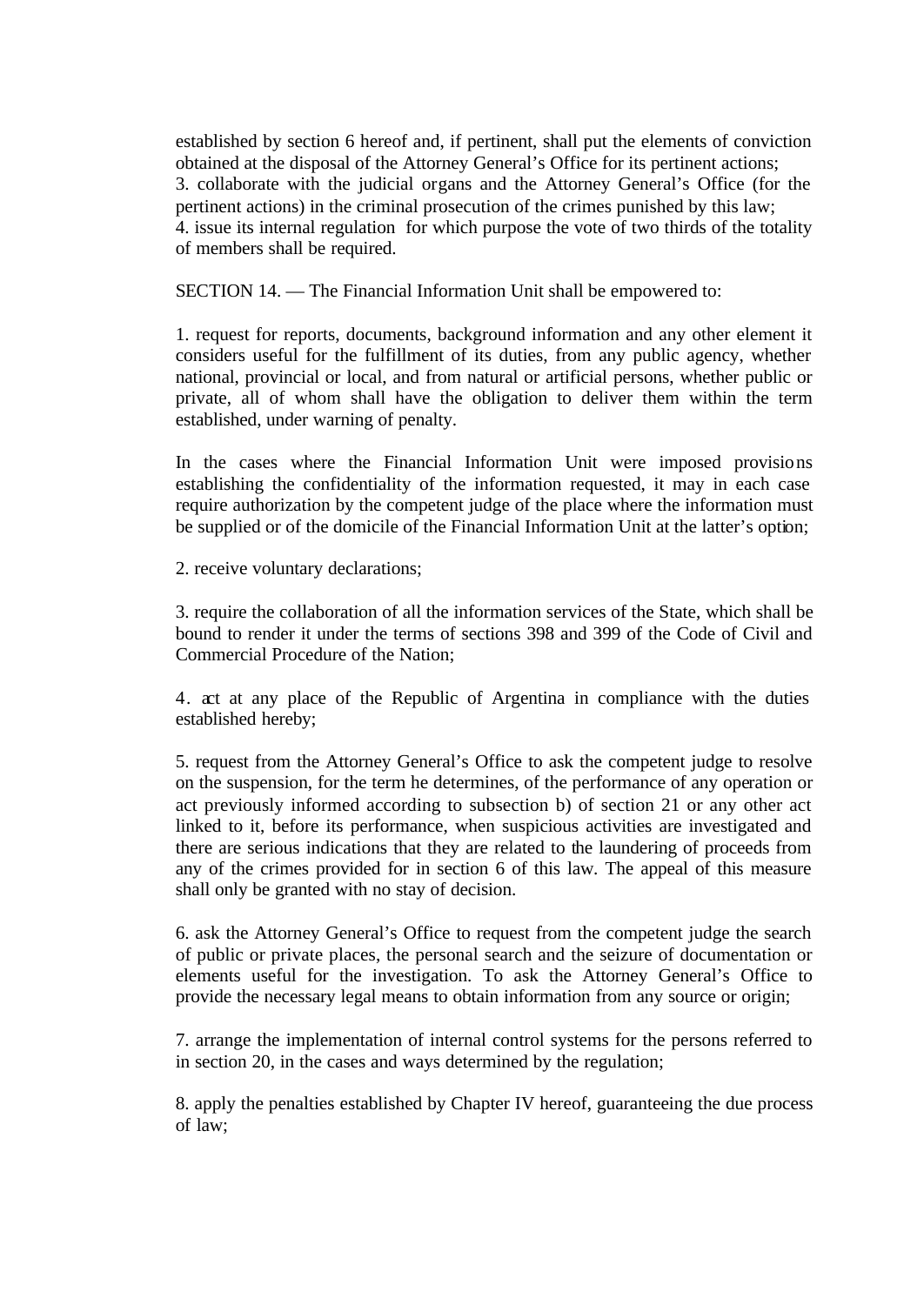established by section 6 hereof and, if pertinent, shall put the elements of conviction obtained at the disposal of the Attorney General's Office for its pertinent actions;
3. collaborate with the judicial organs and the Attorney General's Office (for the pertinent actions) in the criminal prosecution of the crimes punished by this law;
4. issue its internal regulation for which purpose the vote of two thirds of the totality of members shall be required.

SECTION 14. — The Financial Information Unit shall be empowered to:

1. request for reports, documents, background information and any other element it considers useful for the fulfillment of its duties, from any public agency, whether national, provincial or local, and from natural or artificial persons, whether public or private, all of whom shall have the obligation to deliver them within the term established, under warning of penalty.

In the cases where the Financial Information Unit were imposed provisions establishing the confidentiality of the information requested, it may in each case require authorization by the competent judge of the place where the information must be supplied or of the domicile of the Financial Information Unit at the latter's option;

2. receive voluntary declarations;

3. require the collaboration of all the information services of the State, which shall be bound to render it under the terms of sections 398 and 399 of the Code of Civil and Commercial Procedure of the Nation;

4. act at any place of the Republic of Argentina in compliance with the duties established hereby;

5. request from the Attorney General's Office to ask the competent judge to resolve on the suspension, for the term he determines, of the performance of any operation or act previously informed according to subsection b) of section 21 or any other act linked to it, before its performance, when suspicious activities are investigated and there are serious indications that they are related to the laundering of proceeds from any of the crimes provided for in section 6 of this law. The appeal of this measure shall only be granted with no stay of decision.

6. ask the Attorney General's Office to request from the competent judge the search of public or private places, the personal search and the seizure of documentation or elements useful for the investigation. To ask the Attorney General's Office to provide the necessary legal means to obtain information from any source or origin;

7. arrange the implementation of internal control systems for the persons referred to in section 20, in the cases and ways determined by the regulation;

8. apply the penalties established by Chapter IV hereof, guaranteeing the due process of law;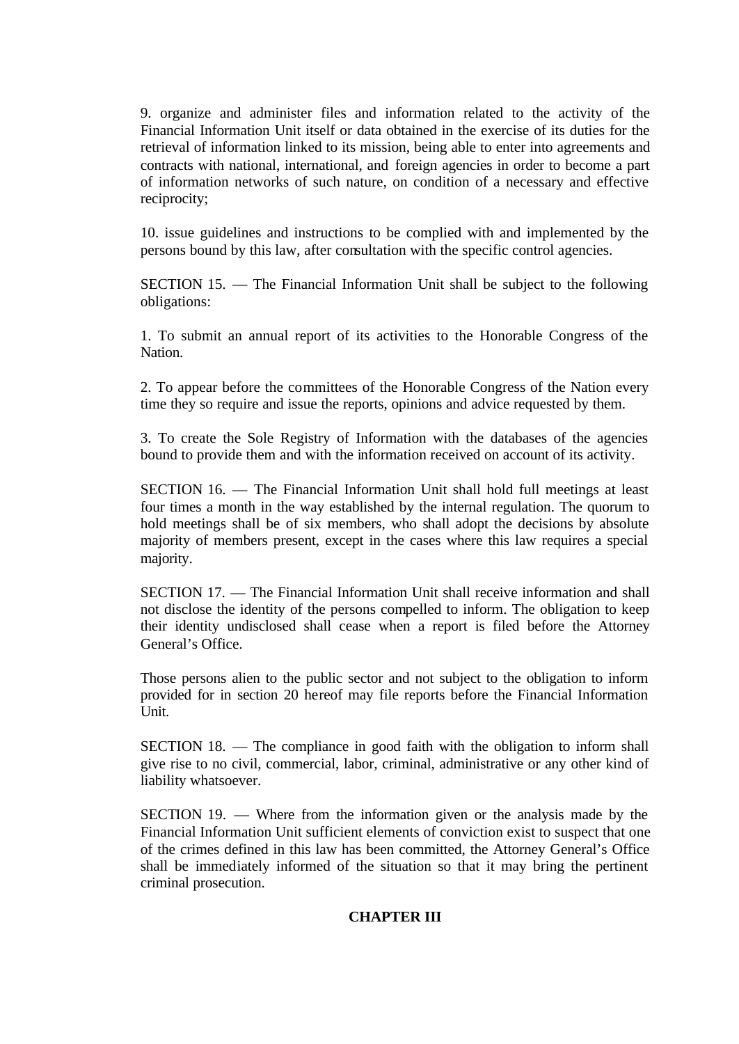9. organize and administer files and information related to the activity of the Financial Information Unit itself or data obtained in the exercise of its duties for the retrieval of information linked to its mission, being able to enter into agreements and contracts with national, international, and foreign agencies in order to become a part of information networks of such nature, on condition of a necessary and effective reciprocity;

10. issue guidelines and instructions to be complied with and implemented by the persons bound by this law, after consultation with the specific control agencies.

SECTION 15. — The Financial Information Unit shall be subject to the following obligations:

1. To submit an annual report of its activities to the Honorable Congress of the Nation.

2. To appear before the committees of the Honorable Congress of the Nation every time they so require and issue the reports, opinions and advice requested by them.

3. To create the Sole Registry of Information with the databases of the agencies bound to provide them and with the information received on account of its activity.

SECTION 16. — The Financial Information Unit shall hold full meetings at least four times a month in the way established by the internal regulation. The quorum to hold meetings shall be of six members, who shall adopt the decisions by absolute majority of members present, except in the cases where this law requires a special majority.

SECTION 17. — The Financial Information Unit shall receive information and shall not disclose the identity of the persons compelled to inform. The obligation to keep their identity undisclosed shall cease when a report is filed before the Attorney General's Office.

Those persons alien to the public sector and not subject to the obligation to inform provided for in section 20 hereof may file reports before the Financial Information Unit.

SECTION 18. — The compliance in good faith with the obligation to inform shall give rise to no civil, commercial, labor, criminal, administrative or any other kind of liability whatsoever.

SECTION 19. — Where from the information given or the analysis made by the Financial Information Unit sufficient elements of conviction exist to suspect that one of the crimes defined in this law has been committed, the Attorney General's Office shall be immediately informed of the situation so that it may bring the pertinent criminal prosecution.

## CHAPTER III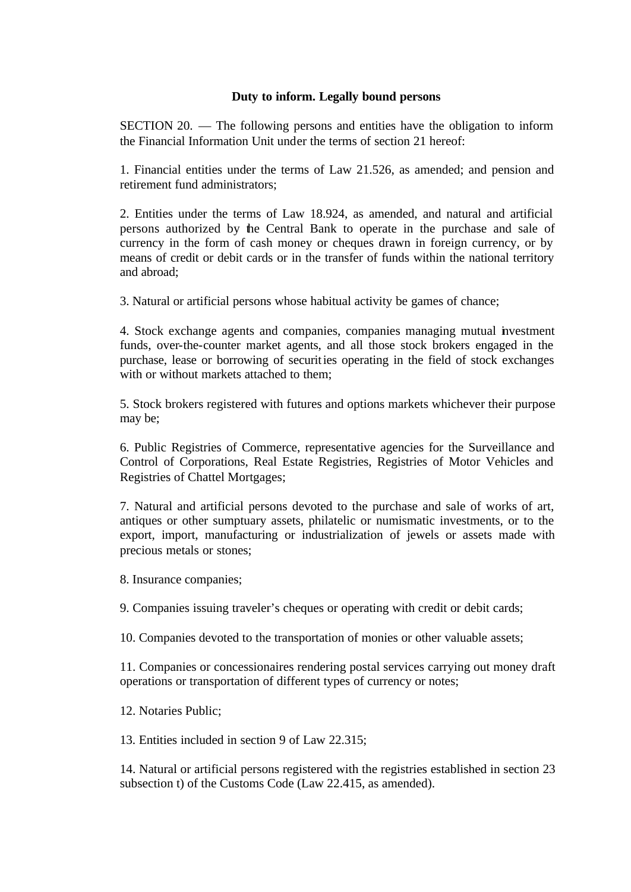### Duty to inform. Legally bound persons

SECTION 20. — The following persons and entities have the obligation to inform the Financial Information Unit under the terms of section 21 hereof:

1. Financial entities under the terms of Law 21.526, as amended; and pension and retirement fund administrators;

2. Entities under the terms of Law 18.924, as amended, and natural and artificial persons authorized by the Central Bank to operate in the purchase and sale of currency in the form of cash money or cheques drawn in foreign currency, or by means of credit or debit cards or in the transfer of funds within the national territory and abroad;

3. Natural or artificial persons whose habitual activity be games of chance;

4. Stock exchange agents and companies, companies managing mutual investment funds, over-the-counter market agents, and all those stock brokers engaged in the purchase, lease or borrowing of securities operating in the field of stock exchanges with or without markets attached to them;

5. Stock brokers registered with futures and options markets whichever their purpose may be;

6. Public Registries of Commerce, representative agencies for the Surveillance and Control of Corporations, Real Estate Registries, Registries of Motor Vehicles and Registries of Chattel Mortgages;

7. Natural and artificial persons devoted to the purchase and sale of works of art, antiques or other sumptuary assets, philatelic or numismatic investments, or to the export, import, manufacturing or industrialization of jewels or assets made with precious metals or stones;

8. Insurance companies;

9. Companies issuing traveler's cheques or operating with credit or debit cards;

10. Companies devoted to the transportation of monies or other valuable assets;

11. Companies or concessionaires rendering postal services carrying out money draft operations or transportation of different types of currency or notes;

12. Notaries Public;

13. Entities included in section 9 of Law 22.315;

14. Natural or artificial persons registered with the registries established in section 23 subsection t) of the Customs Code (Law 22.415, as amended).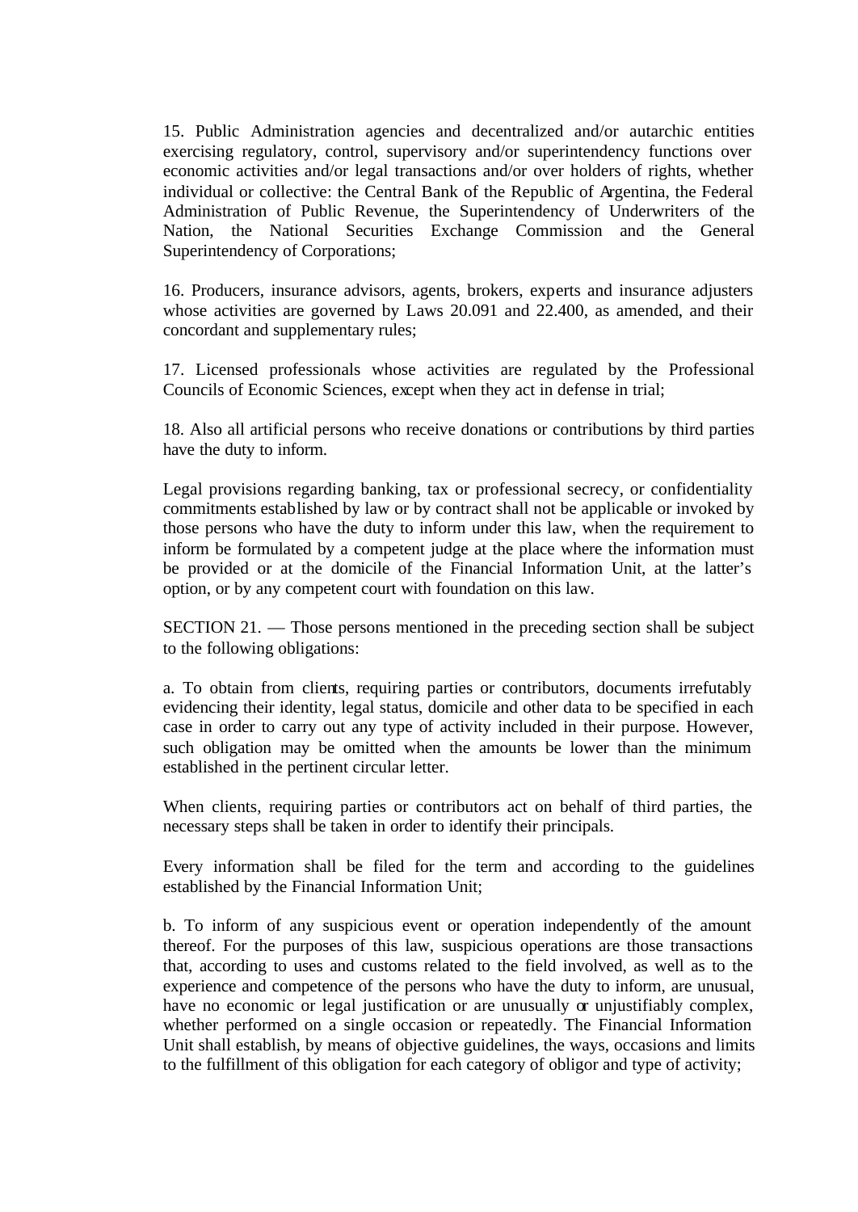15. Public Administration agencies and decentralized and/or autarchic entities exercising regulatory, control, supervisory and/or superintendency functions over economic activities and/or legal transactions and/or over holders of rights, whether individual or collective: the Central Bank of the Republic of Argentina, the Federal Administration of Public Revenue, the Superintendency of Underwriters of the Nation, the National Securities Exchange Commission and the General Superintendency of Corporations;

16. Producers, insurance advisors, agents, brokers, experts and insurance adjusters whose activities are governed by Laws 20.091 and 22.400, as amended, and their concordant and supplementary rules;

17. Licensed professionals whose activities are regulated by the Professional Councils of Economic Sciences, except when they act in defense in trial;

18. Also all artificial persons who receive donations or contributions by third parties have the duty to inform.

Legal provisions regarding banking, tax or professional secrecy, or confidentiality commitments established by law or by contract shall not be applicable or invoked by those persons who have the duty to inform under this law, when the requirement to inform be formulated by a competent judge at the place where the information must be provided or at the domicile of the Financial Information Unit, at the latter's option, or by any competent court with foundation on this law.

SECTION 21. — Those persons mentioned in the preceding section shall be subject to the following obligations:

a. To obtain from clients, requiring parties or contributors, documents irrefutably evidencing their identity, legal status, domicile and other data to be specified in each case in order to carry out any type of activity included in their purpose. However, such obligation may be omitted when the amounts be lower than the minimum established in the pertinent circular letter.

When clients, requiring parties or contributors act on behalf of third parties, the necessary steps shall be taken in order to identify their principals.

Every information shall be filed for the term and according to the guidelines established by the Financial Information Unit;

b. To inform of any suspicious event or operation independently of the amount thereof. For the purposes of this law, suspicious operations are those transactions that, according to uses and customs related to the field involved, as well as to the experience and competence of the persons who have the duty to inform, are unusual, have no economic or legal justification or are unusually or unjustifiably complex, whether performed on a single occasion or repeatedly. The Financial Information Unit shall establish, by means of objective guidelines, the ways, occasions and limits to the fulfillment of this obligation for each category of obligor and type of activity;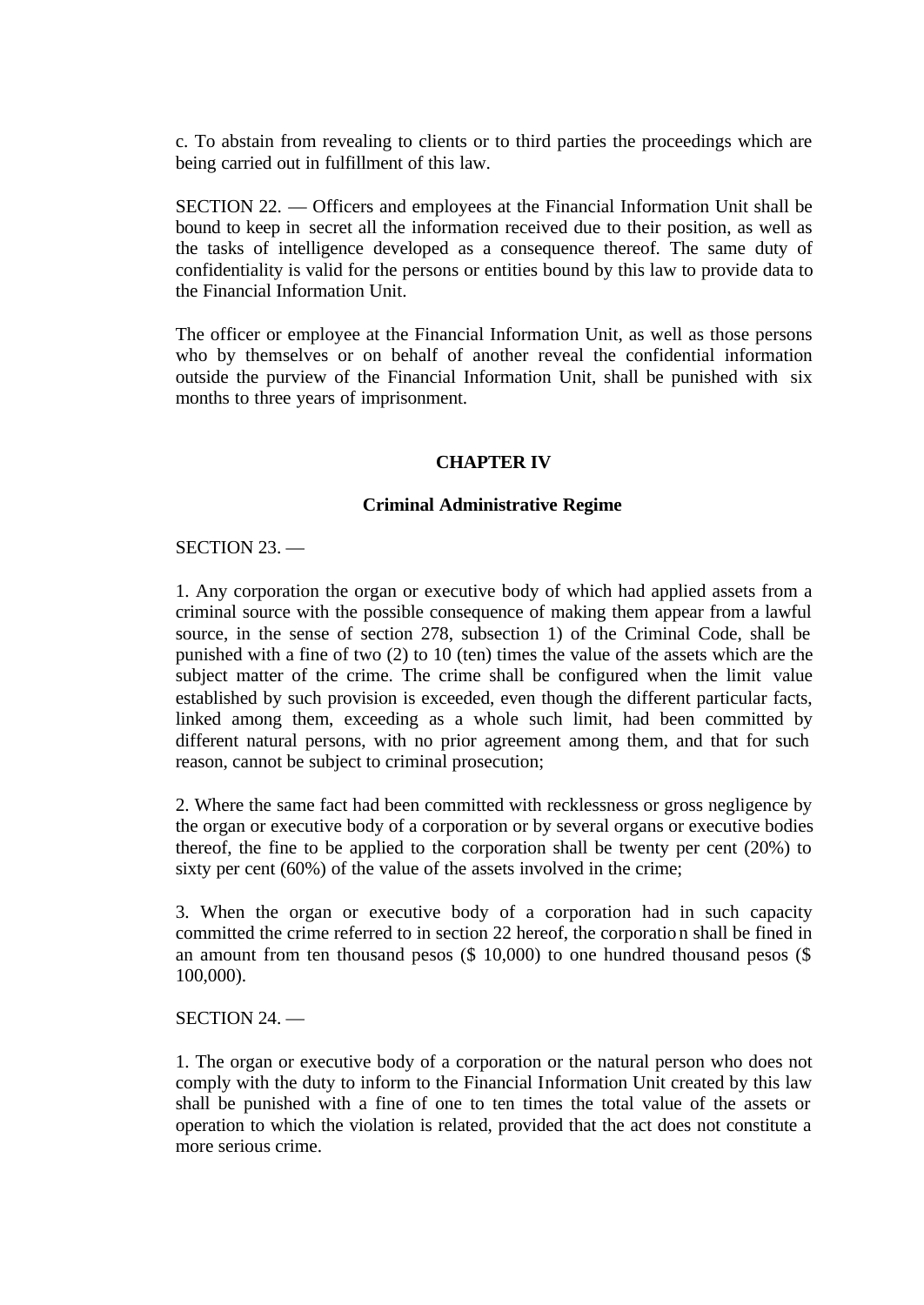c. To abstain from revealing to clients or to third parties the proceedings which are being carried out in fulfillment of this law.

SECTION 22. — Officers and employees at the Financial Information Unit shall be bound to keep in secret all the information received due to their position, as well as the tasks of intelligence developed as a consequence thereof. The same duty of confidentiality is valid for the persons or entities bound by this law to provide data to the Financial Information Unit.

The officer or employee at the Financial Information Unit, as well as those persons who by themselves or on behalf of another reveal the confidential information outside the purview of the Financial Information Unit, shall be punished with six months to three years of imprisonment.

## CHAPTER IV

### Criminal Administrative Regime

SECTION 23. —

1. Any corporation the organ or executive body of which had applied assets from a criminal source with the possible consequence of making them appear from a lawful source, in the sense of section 278, subsection 1) of the Criminal Code, shall be punished with a fine of two (2) to 10 (ten) times the value of the assets which are the subject matter of the crime. The crime shall be configured when the limit value established by such provision is exceeded, even though the different particular facts, linked among them, exceeding as a whole such limit, had been committed by different natural persons, with no prior agreement among them, and that for such reason, cannot be subject to criminal prosecution;

2. Where the same fact had been committed with recklessness or gross negligence by the organ or executive body of a corporation or by several organs or executive bodies thereof, the fine to be applied to the corporation shall be twenty per cent (20%) to sixty per cent (60%) of the value of the assets involved in the crime;

3. When the organ or executive body of a corporation had in such capacity committed the crime referred to in section 22 hereof, the corporation shall be fined in an amount from ten thousand pesos ($ 10,000) to one hundred thousand pesos ($ 100,000).

SECTION 24. —

1. The organ or executive body of a corporation or the natural person who does not comply with the duty to inform to the Financial Information Unit created by this law shall be punished with a fine of one to ten times the total value of the assets or operation to which the violation is related, provided that the act does not constitute a more serious crime.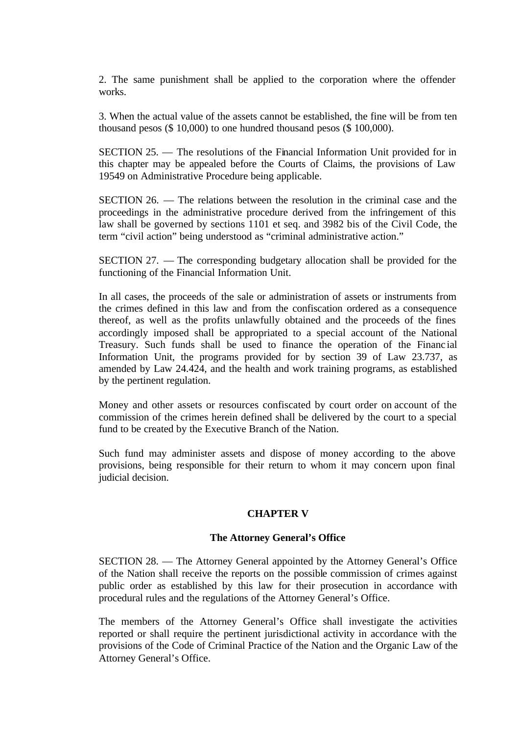2. The same punishment shall be applied to the corporation where the offender works.

3. When the actual value of the assets cannot be established, the fine will be from ten thousand pesos ($ 10,000) to one hundred thousand pesos ($ 100,000).

SECTION 25. — The resolutions of the Financial Information Unit provided for in this chapter may be appealed before the Courts of Claims, the provisions of Law 19549 on Administrative Procedure being applicable.

SECTION 26. — The relations between the resolution in the criminal case and the proceedings in the administrative procedure derived from the infringement of this law shall be governed by sections 1101 et seq. and 3982 bis of the Civil Code, the term "civil action" being understood as "criminal administrative action."

SECTION 27. — The corresponding budgetary allocation shall be provided for the functioning of the Financial Information Unit.

In all cases, the proceeds of the sale or administration of assets or instruments from the crimes defined in this law and from the confiscation ordered as a consequence thereof, as well as the profits unlawfully obtained and the proceeds of the fines accordingly imposed shall be appropriated to a special account of the National Treasury. Such funds shall be used to finance the operation of the Financial Information Unit, the programs provided for by section 39 of Law 23.737, as amended by Law 24.424, and the health and work training programs, as established by the pertinent regulation.

Money and other assets or resources confiscated by court order on account of the commission of the crimes herein defined shall be delivered by the court to a special fund to be created by the Executive Branch of the Nation.

Such fund may administer assets and dispose of money according to the above provisions, being responsible for their return to whom it may concern upon final judicial decision.

## CHAPTER V

### The Attorney General's Office

SECTION 28. — The Attorney General appointed by the Attorney General's Office of the Nation shall receive the reports on the possible commission of crimes against public order as established by this law for their prosecution in accordance with procedural rules and the regulations of the Attorney General's Office.

The members of the Attorney General's Office shall investigate the activities reported or shall require the pertinent jurisdictional activity in accordance with the provisions of the Code of Criminal Practice of the Nation and the Organic Law of the Attorney General's Office.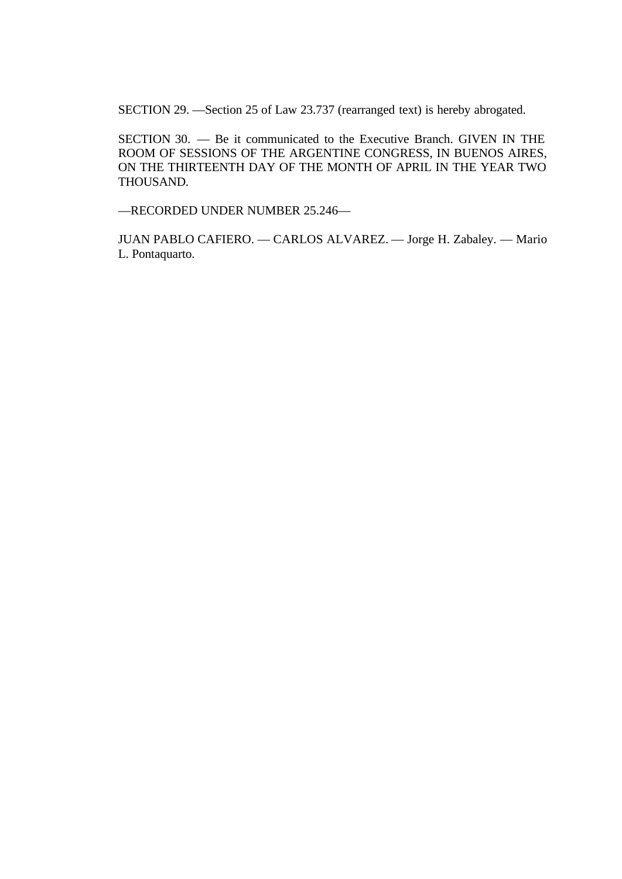SECTION 29. —Section 25 of Law 23.737 (rearranged text) is hereby abrogated.

SECTION 30. — Be it communicated to the Executive Branch. GIVEN IN THE ROOM OF SESSIONS OF THE ARGENTINE CONGRESS, IN BUENOS AIRES, ON THE THIRTEENTH DAY OF THE MONTH OF APRIL IN THE YEAR TWO THOUSAND.

—RECORDED UNDER NUMBER 25.246—

JUAN PABLO CAFIERO. — CARLOS ALVAREZ. — Jorge H. Zabaley. — Mario L. Pontaquarto.